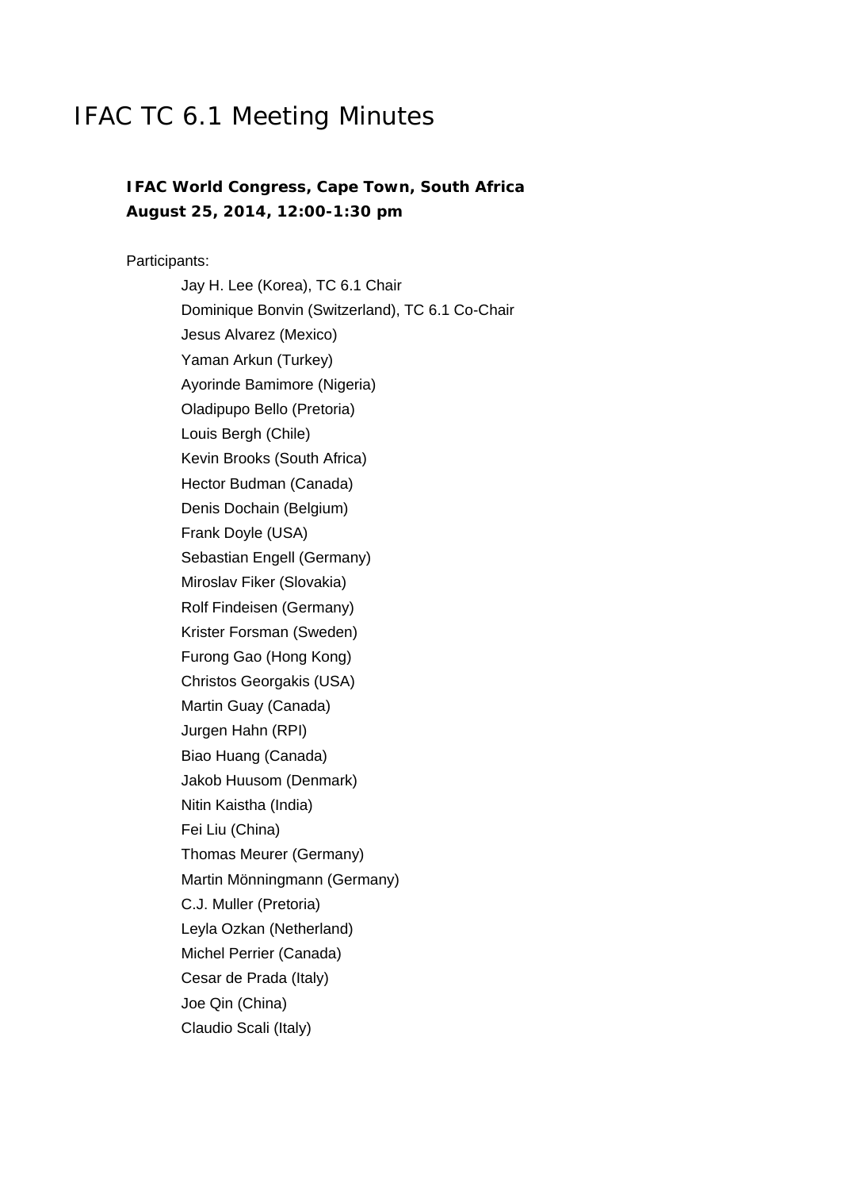# IFAC TC 6.1 Meeting Minutes

**IFAC World Congress, Cape Town, South Africa**
**August 25, 2014, 12:00-1:30 pm**

Participants:

- Jay H. Lee (Korea), TC 6.1 Chair
- Dominique Bonvin (Switzerland), TC 6.1 Co-Chair
- Jesus Alvarez (Mexico)
- Yaman Arkun (Turkey)
- Ayorinde Bamimore (Nigeria)
- Oladipupo Bello (Pretoria)
- Louis Bergh (Chile)
- Kevin Brooks (South Africa)
- Hector Budman (Canada)
- Denis Dochain (Belgium)
- Frank Doyle (USA)
- Sebastian Engell (Germany)
- Miroslav Fiker (Slovakia)
- Rolf Findeisen (Germany)
- Krister Forsman (Sweden)
- Furong Gao (Hong Kong)
- Christos Georgakis (USA)
- Martin Guay (Canada)
- Jurgen Hahn (RPI)
- Biao Huang (Canada)
- Jakob Huusom (Denmark)
- Nitin Kaistha (India)
- Fei Liu (China)
- Thomas Meurer (Germany)
- Martin Mönningmann (Germany)
- C.J. Muller (Pretoria)
- Leyla Ozkan (Netherland)
- Michel Perrier (Canada)
- Cesar de Prada (Italy)
- Joe Qin (China)
- Claudio Scali (Italy)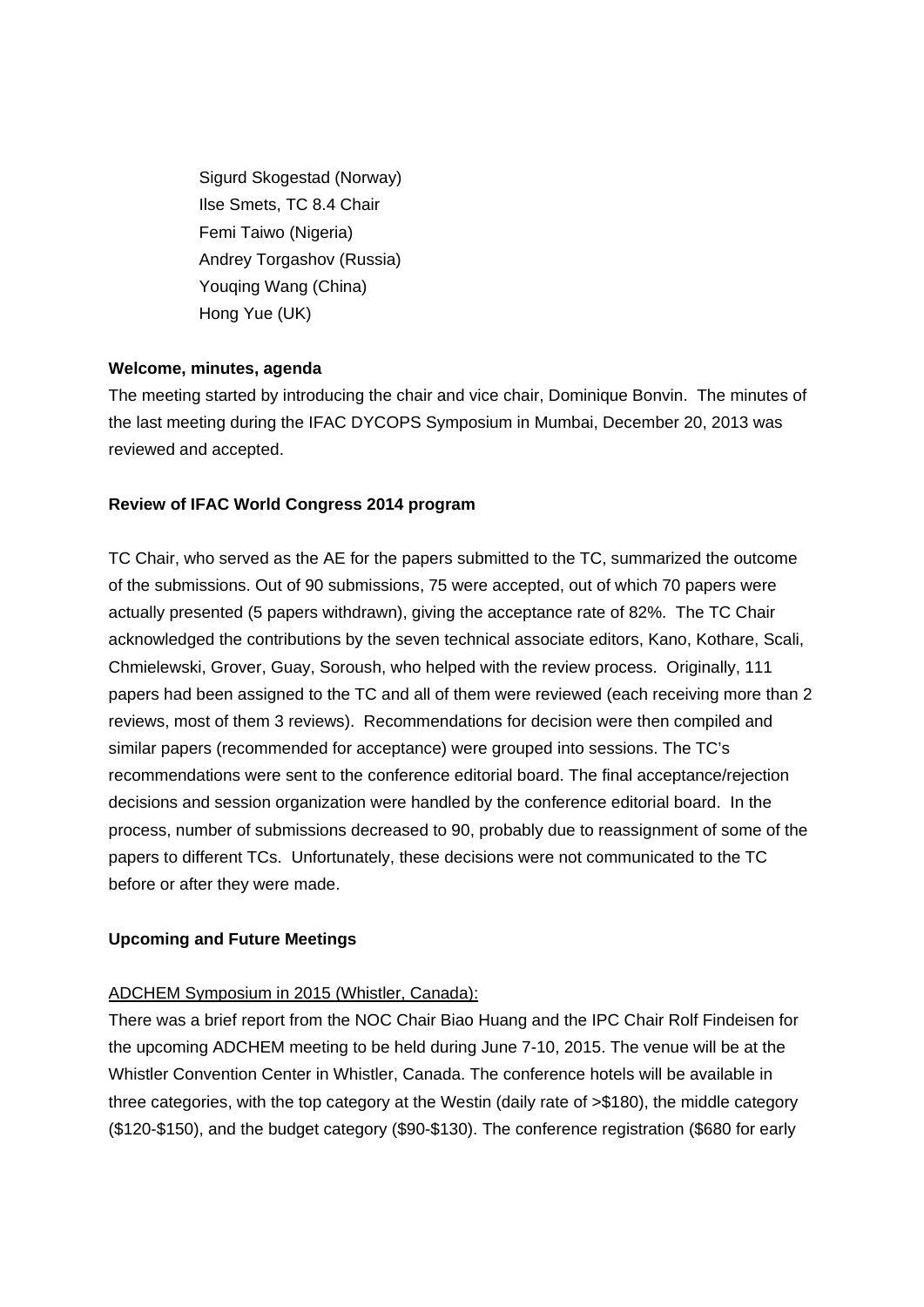Sigurd Skogestad (Norway)
Ilse Smets, TC 8.4 Chair
Femi Taiwo (Nigeria)
Andrey Torgashov (Russia)
Youqing Wang (China)
Hong Yue (UK)

**Welcome, minutes, agenda**

The meeting started by introducing the chair and vice chair, Dominique Bonvin. The minutes of the last meeting during the IFAC DYCOPS Symposium in Mumbai, December 20, 2013 was reviewed and accepted.

**Review of IFAC World Congress 2014 program**

TC Chair, who served as the AE for the papers submitted to the TC, summarized the outcome of the submissions. Out of 90 submissions, 75 were accepted, out of which 70 papers were actually presented (5 papers withdrawn), giving the acceptance rate of 82%. The TC Chair acknowledged the contributions by the seven technical associate editors, Kano, Kothare, Scali, Chmielewski, Grover, Guay, Soroush, who helped with the review process. Originally, 111 papers had been assigned to the TC and all of them were reviewed (each receiving more than 2 reviews, most of them 3 reviews). Recommendations for decision were then compiled and similar papers (recommended for acceptance) were grouped into sessions. The TC's recommendations were sent to the conference editorial board. The final acceptance/rejection decisions and session organization were handled by the conference editorial board. In the process, number of submissions decreased to 90, probably due to reassignment of some of the papers to different TCs. Unfortunately, these decisions were not communicated to the TC before or after they were made.

**Upcoming and Future Meetings**

ADCHEM Symposium in 2015 (Whistler, Canada):

There was a brief report from the NOC Chair Biao Huang and the IPC Chair Rolf Findeisen for the upcoming ADCHEM meeting to be held during June 7-10, 2015. The venue will be at the Whistler Convention Center in Whistler, Canada. The conference hotels will be available in three categories, with the top category at the Westin (daily rate of >$180), the middle category ($120-$150), and the budget category ($90-$130). The conference registration ($680 for early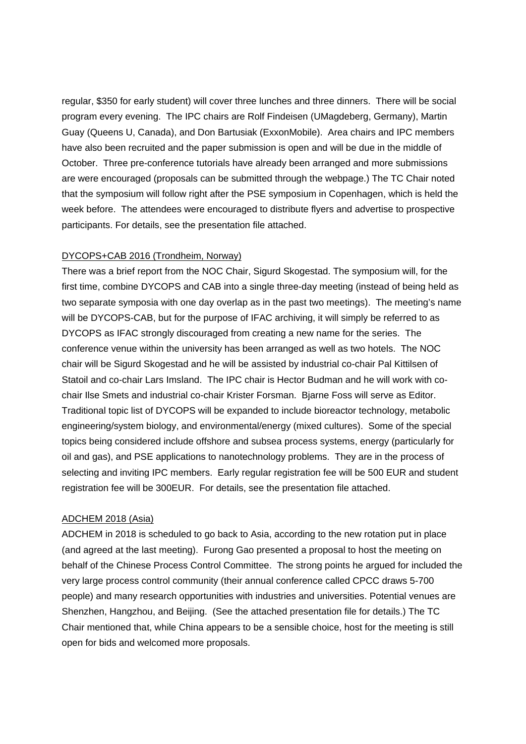regular, $350 for early student) will cover three lunches and three dinners. There will be social program every evening. The IPC chairs are Rolf Findeisen (UMagdeberg, Germany), Martin Guay (Queens U, Canada), and Don Bartusiak (ExxonMobile). Area chairs and IPC members have also been recruited and the paper submission is open and will be due in the middle of October. Three pre-conference tutorials have already been arranged and more submissions are were encouraged (proposals can be submitted through the webpage.) The TC Chair noted that the symposium will follow right after the PSE symposium in Copenhagen, which is held the week before. The attendees were encouraged to distribute flyers and advertise to prospective participants. For details, see the presentation file attached.

<u>DYCOPS+CAB 2016 (Trondheim, Norway)</u>

There was a brief report from the NOC Chair, Sigurd Skogestad. The symposium will, for the first time, combine DYCOPS and CAB into a single three-day meeting (instead of being held as two separate symposia with one day overlap as in the past two meetings). The meeting's name will be DYCOPS-CAB, but for the purpose of IFAC archiving, it will simply be referred to as DYCOPS as IFAC strongly discouraged from creating a new name for the series. The conference venue within the university has been arranged as well as two hotels. The NOC chair will be Sigurd Skogestad and he will be assisted by industrial co-chair Pal Kittilsen of Statoil and co-chair Lars Imsland. The IPC chair is Hector Budman and he will work with co-chair Ilse Smets and industrial co-chair Krister Forsman. Bjarne Foss will serve as Editor. Traditional topic list of DYCOPS will be expanded to include bioreactor technology, metabolic engineering/system biology, and environmental/energy (mixed cultures). Some of the special topics being considered include offshore and subsea process systems, energy (particularly for oil and gas), and PSE applications to nanotechnology problems. They are in the process of selecting and inviting IPC members. Early regular registration fee will be 500 EUR and student registration fee will be 300EUR. For details, see the presentation file attached.

<u>ADCHEM 2018 (Asia)</u>

ADCHEM in 2018 is scheduled to go back to Asia, according to the new rotation put in place (and agreed at the last meeting). Furong Gao presented a proposal to host the meeting on behalf of the Chinese Process Control Committee. The strong points he argued for included the very large process control community (their annual conference called CPCC draws 5-700 people) and many research opportunities with industries and universities. Potential venues are Shenzhen, Hangzhou, and Beijing. (See the attached presentation file for details.) The TC Chair mentioned that, while China appears to be a sensible choice, host for the meeting is still open for bids and welcomed more proposals.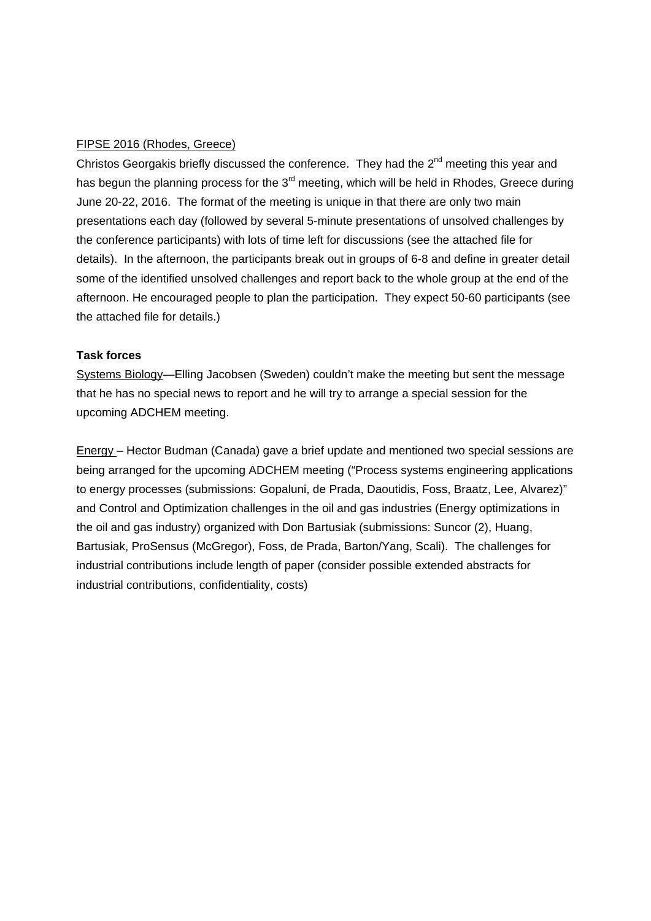FIPSE 2016 (Rhodes, Greece)

Christos Georgakis briefly discussed the conference. They had the 2nd meeting this year and has begun the planning process for the 3rd meeting, which will be held in Rhodes, Greece during June 20-22, 2016. The format of the meeting is unique in that there are only two main presentations each day (followed by several 5-minute presentations of unsolved challenges by the conference participants) with lots of time left for discussions (see the attached file for details). In the afternoon, the participants break out in groups of 6-8 and define in greater detail some of the identified unsolved challenges and report back to the whole group at the end of the afternoon. He encouraged people to plan the participation. They expect 50-60 participants (see the attached file for details.)

**Task forces**

Systems Biology—Elling Jacobsen (Sweden) couldn't make the meeting but sent the message that he has no special news to report and he will try to arrange a special session for the upcoming ADCHEM meeting.

Energy – Hector Budman (Canada) gave a brief update and mentioned two special sessions are being arranged for the upcoming ADCHEM meeting ("Process systems engineering applications to energy processes (submissions: Gopaluni, de Prada, Daoutidis, Foss, Braatz, Lee, Alvarez)" and Control and Optimization challenges in the oil and gas industries (Energy optimizations in the oil and gas industry) organized with Don Bartusiak (submissions: Suncor (2), Huang, Bartusiak, ProSensus (McGregor), Foss, de Prada, Barton/Yang, Scali). The challenges for industrial contributions include length of paper (consider possible extended abstracts for industrial contributions, confidentiality, costs)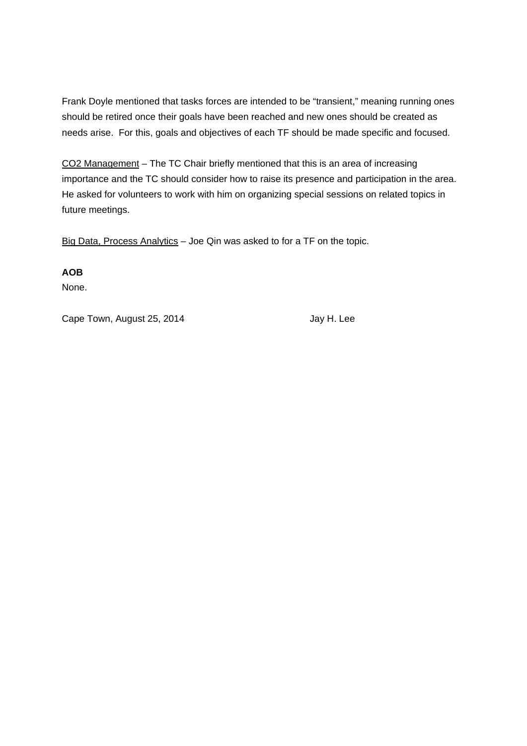Frank Doyle mentioned that tasks forces are intended to be "transient," meaning running ones should be retired once their goals have been reached and new ones should be created as needs arise. For this, goals and objectives of each TF should be made specific and focused.

<u>CO2 Management</u> – The TC Chair briefly mentioned that this is an area of increasing importance and the TC should consider how to raise its presence and participation in the area. He asked for volunteers to work with him on organizing special sessions on related topics in future meetings.

<u>Big Data, Process Analytics</u> – Joe Qin was asked to for a TF on the topic.

**AOB**

None.

Cape Town, August 25, 2014 Jay H. Lee